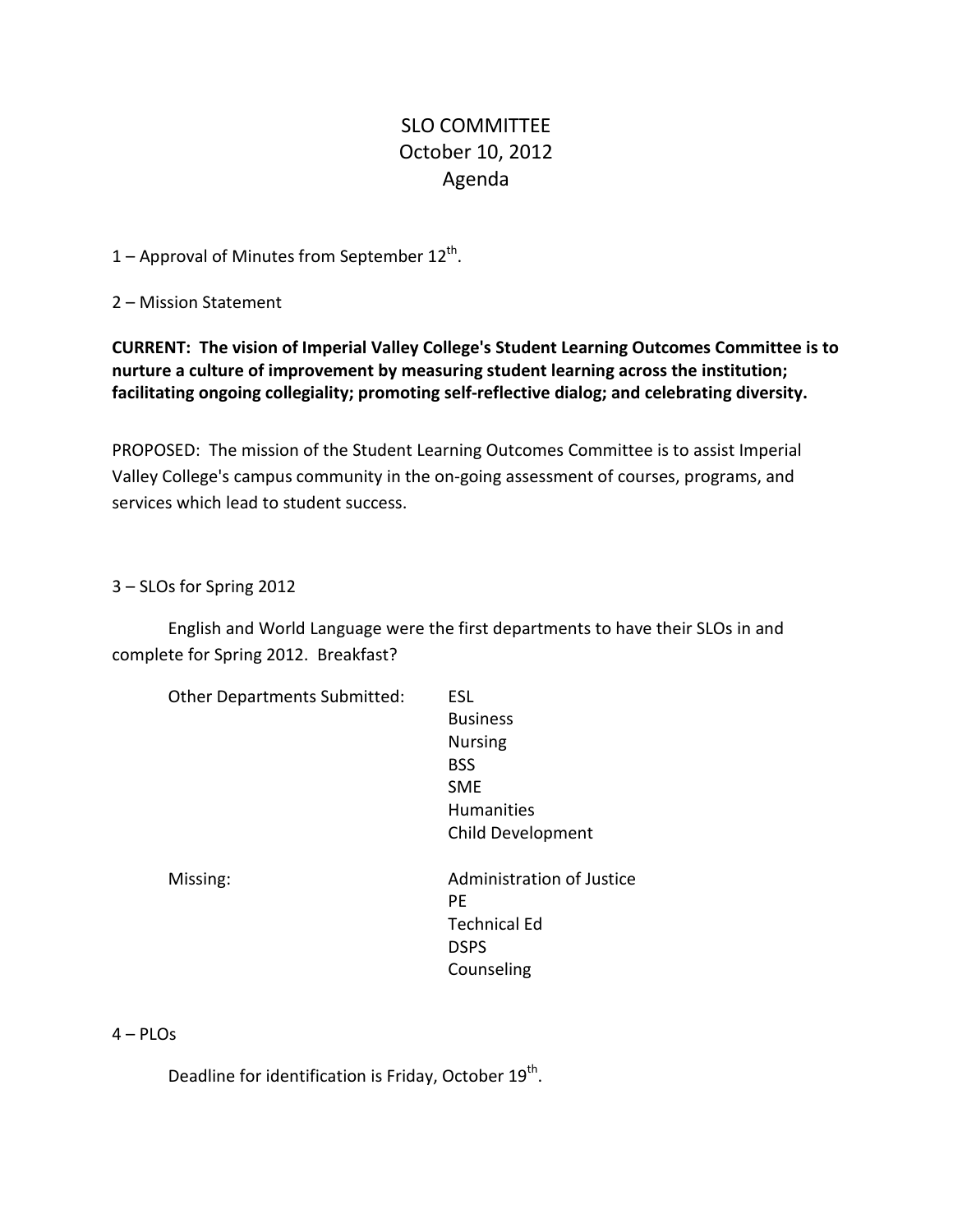# SLO COMMITTEE
## October 10, 2012
## Agenda

1 – Approval of Minutes from September 12th.

2 – Mission Statement

**CURRENT: The vision of Imperial Valley College's Student Learning Outcomes Committee is to nurture a culture of improvement by measuring student learning across the institution; facilitating ongoing collegiality; promoting self-reflective dialog; and celebrating diversity.**

PROPOSED: The mission of the Student Learning Outcomes Committee is to assist Imperial Valley College's campus community in the on-going assessment of courses, programs, and services which lead to student success.

3 – SLOs for Spring 2012

English and World Language were the first departments to have their SLOs in and complete for Spring 2012. Breakfast?

| | |
|---|---|
| Other Departments Submitted: | ESL |
| | Business |
| | Nursing |
| | BSS |
| | SME |
| | Humanities |
| | Child Development |
| Missing: | Administration of Justice |
| | PE |
| | Technical Ed |
| | DSPS |
| | Counseling |

4 – PLOs

Deadline for identification is Friday, October 19th.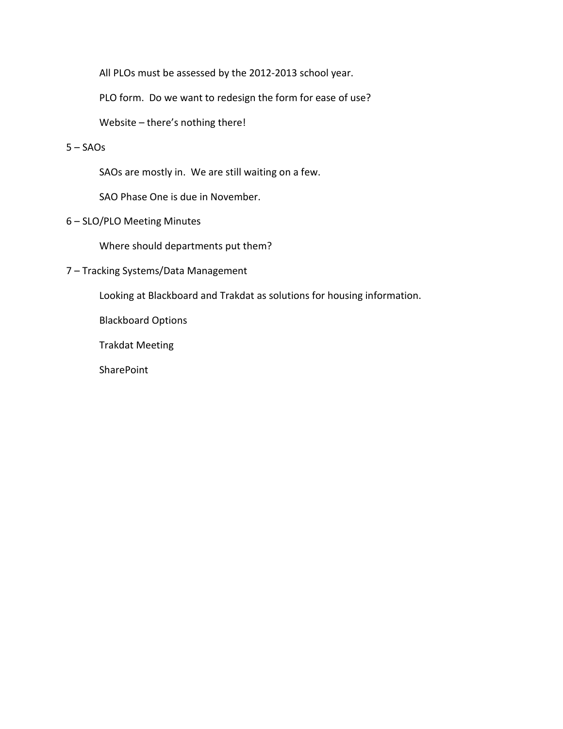All PLOs must be assessed by the 2012-2013 school year.

PLO form. Do we want to redesign the form for ease of use?

Website – there's nothing there!

5 – SAOs

SAOs are mostly in. We are still waiting on a few.

SAO Phase One is due in November.

6 – SLO/PLO Meeting Minutes

Where should departments put them?

7 – Tracking Systems/Data Management

Looking at Blackboard and Trakdat as solutions for housing information.

Blackboard Options

Trakdat Meeting

SharePoint